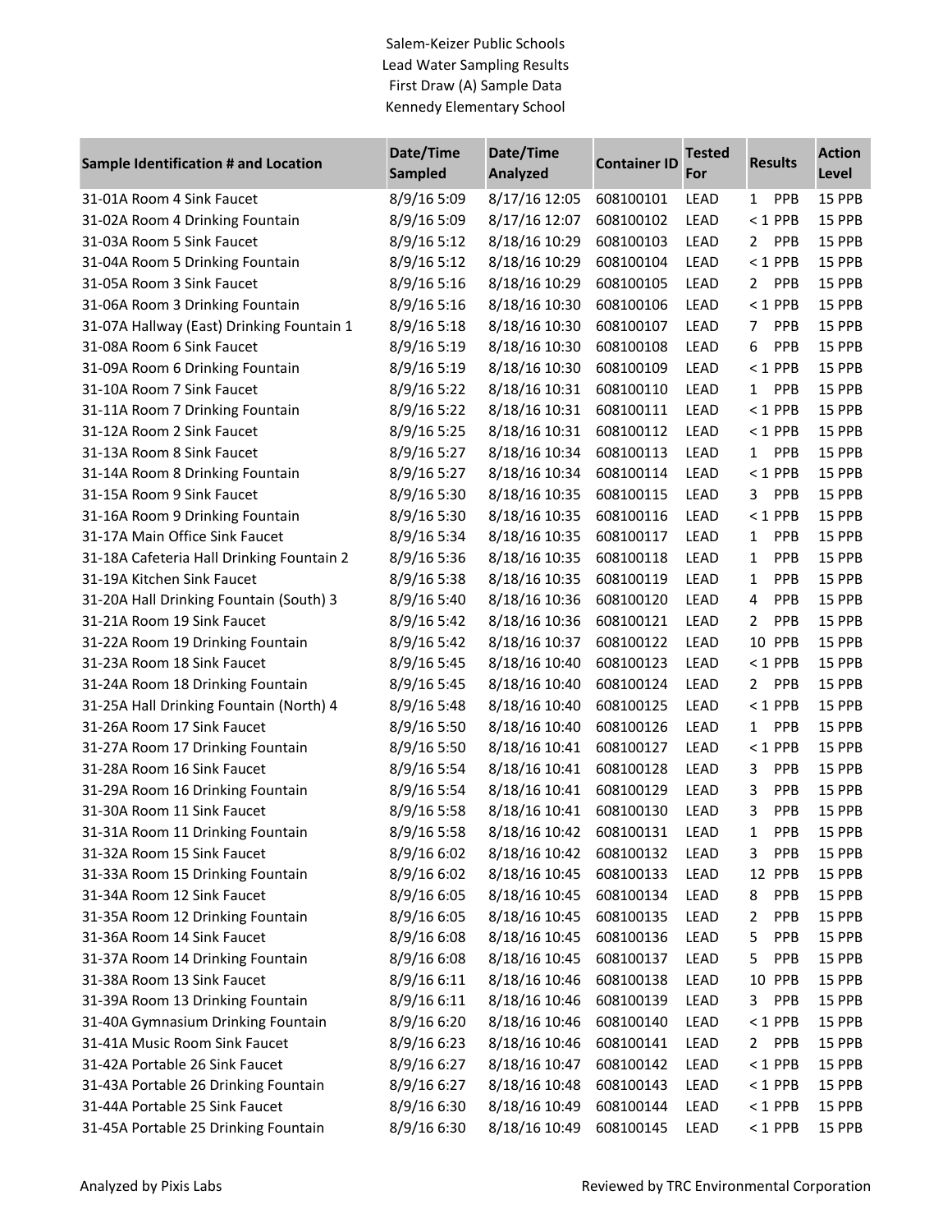Salem-Keizer Public Schools
Lead Water Sampling Results
First Draw (A) Sample Data
Kennedy Elementary School

| Sample Identification # and Location | Date/Time Sampled | Date/Time Analyzed | Container ID | Tested For | Results | Action Level |
|---|---|---|---|---|---|---|
| 31-01A Room 4 Sink Faucet | 8/9/16 5:09 | 8/17/16 12:05 | 608100101 | LEAD | 1 PPB | 15 PPB |
| 31-02A Room 4 Drinking Fountain | 8/9/16 5:09 | 8/17/16 12:07 | 608100102 | LEAD | < 1 PPB | 15 PPB |
| 31-03A Room 5 Sink Faucet | 8/9/16 5:12 | 8/18/16 10:29 | 608100103 | LEAD | 2 PPB | 15 PPB |
| 31-04A Room 5 Drinking Fountain | 8/9/16 5:12 | 8/18/16 10:29 | 608100104 | LEAD | < 1 PPB | 15 PPB |
| 31-05A Room 3 Sink Faucet | 8/9/16 5:16 | 8/18/16 10:29 | 608100105 | LEAD | 2 PPB | 15 PPB |
| 31-06A Room 3 Drinking Fountain | 8/9/16 5:16 | 8/18/16 10:30 | 608100106 | LEAD | < 1 PPB | 15 PPB |
| 31-07A Hallway (East) Drinking Fountain 1 | 8/9/16 5:18 | 8/18/16 10:30 | 608100107 | LEAD | 7 PPB | 15 PPB |
| 31-08A Room 6 Sink Faucet | 8/9/16 5:19 | 8/18/16 10:30 | 608100108 | LEAD | 6 PPB | 15 PPB |
| 31-09A Room 6 Drinking Fountain | 8/9/16 5:19 | 8/18/16 10:30 | 608100109 | LEAD | < 1 PPB | 15 PPB |
| 31-10A Room 7 Sink Faucet | 8/9/16 5:22 | 8/18/16 10:31 | 608100110 | LEAD | 1 PPB | 15 PPB |
| 31-11A Room 7 Drinking Fountain | 8/9/16 5:22 | 8/18/16 10:31 | 608100111 | LEAD | < 1 PPB | 15 PPB |
| 31-12A Room 2 Sink Faucet | 8/9/16 5:25 | 8/18/16 10:31 | 608100112 | LEAD | < 1 PPB | 15 PPB |
| 31-13A Room 8 Sink Faucet | 8/9/16 5:27 | 8/18/16 10:34 | 608100113 | LEAD | 1 PPB | 15 PPB |
| 31-14A Room 8 Drinking Fountain | 8/9/16 5:27 | 8/18/16 10:34 | 608100114 | LEAD | < 1 PPB | 15 PPB |
| 31-15A Room 9 Sink Faucet | 8/9/16 5:30 | 8/18/16 10:35 | 608100115 | LEAD | 3 PPB | 15 PPB |
| 31-16A Room 9 Drinking Fountain | 8/9/16 5:30 | 8/18/16 10:35 | 608100116 | LEAD | < 1 PPB | 15 PPB |
| 31-17A Main Office Sink Faucet | 8/9/16 5:34 | 8/18/16 10:35 | 608100117 | LEAD | 1 PPB | 15 PPB |
| 31-18A Cafeteria Hall Drinking Fountain 2 | 8/9/16 5:36 | 8/18/16 10:35 | 608100118 | LEAD | 1 PPB | 15 PPB |
| 31-19A Kitchen Sink Faucet | 8/9/16 5:38 | 8/18/16 10:35 | 608100119 | LEAD | 1 PPB | 15 PPB |
| 31-20A Hall Drinking Fountain (South) 3 | 8/9/16 5:40 | 8/18/16 10:36 | 608100120 | LEAD | 4 PPB | 15 PPB |
| 31-21A Room 19 Sink Faucet | 8/9/16 5:42 | 8/18/16 10:36 | 608100121 | LEAD | 2 PPB | 15 PPB |
| 31-22A Room 19 Drinking Fountain | 8/9/16 5:42 | 8/18/16 10:37 | 608100122 | LEAD | 10 PPB | 15 PPB |
| 31-23A Room 18 Sink Faucet | 8/9/16 5:45 | 8/18/16 10:40 | 608100123 | LEAD | < 1 PPB | 15 PPB |
| 31-24A Room 18 Drinking Fountain | 8/9/16 5:45 | 8/18/16 10:40 | 608100124 | LEAD | 2 PPB | 15 PPB |
| 31-25A Hall Drinking Fountain (North) 4 | 8/9/16 5:48 | 8/18/16 10:40 | 608100125 | LEAD | < 1 PPB | 15 PPB |
| 31-26A Room 17 Sink Faucet | 8/9/16 5:50 | 8/18/16 10:40 | 608100126 | LEAD | 1 PPB | 15 PPB |
| 31-27A Room 17 Drinking Fountain | 8/9/16 5:50 | 8/18/16 10:41 | 608100127 | LEAD | < 1 PPB | 15 PPB |
| 31-28A Room 16 Sink Faucet | 8/9/16 5:54 | 8/18/16 10:41 | 608100128 | LEAD | 3 PPB | 15 PPB |
| 31-29A Room 16 Drinking Fountain | 8/9/16 5:54 | 8/18/16 10:41 | 608100129 | LEAD | 3 PPB | 15 PPB |
| 31-30A Room 11 Sink Faucet | 8/9/16 5:58 | 8/18/16 10:41 | 608100130 | LEAD | 3 PPB | 15 PPB |
| 31-31A Room 11 Drinking Fountain | 8/9/16 5:58 | 8/18/16 10:42 | 608100131 | LEAD | 1 PPB | 15 PPB |
| 31-32A Room 15 Sink Faucet | 8/9/16 6:02 | 8/18/16 10:42 | 608100132 | LEAD | 3 PPB | 15 PPB |
| 31-33A Room 15 Drinking Fountain | 8/9/16 6:02 | 8/18/16 10:45 | 608100133 | LEAD | 12 PPB | 15 PPB |
| 31-34A Room 12 Sink Faucet | 8/9/16 6:05 | 8/18/16 10:45 | 608100134 | LEAD | 8 PPB | 15 PPB |
| 31-35A Room 12 Drinking Fountain | 8/9/16 6:05 | 8/18/16 10:45 | 608100135 | LEAD | 2 PPB | 15 PPB |
| 31-36A Room 14 Sink Faucet | 8/9/16 6:08 | 8/18/16 10:45 | 608100136 | LEAD | 5 PPB | 15 PPB |
| 31-37A Room 14 Drinking Fountain | 8/9/16 6:08 | 8/18/16 10:45 | 608100137 | LEAD | 5 PPB | 15 PPB |
| 31-38A Room 13 Sink Faucet | 8/9/16 6:11 | 8/18/16 10:46 | 608100138 | LEAD | 10 PPB | 15 PPB |
| 31-39A Room 13 Drinking Fountain | 8/9/16 6:11 | 8/18/16 10:46 | 608100139 | LEAD | 3 PPB | 15 PPB |
| 31-40A Gymnasium Drinking Fountain | 8/9/16 6:20 | 8/18/16 10:46 | 608100140 | LEAD | < 1 PPB | 15 PPB |
| 31-41A Music Room Sink Faucet | 8/9/16 6:23 | 8/18/16 10:46 | 608100141 | LEAD | 2 PPB | 15 PPB |
| 31-42A Portable 26 Sink Faucet | 8/9/16 6:27 | 8/18/16 10:47 | 608100142 | LEAD | < 1 PPB | 15 PPB |
| 31-43A Portable 26 Drinking Fountain | 8/9/16 6:27 | 8/18/16 10:48 | 608100143 | LEAD | < 1 PPB | 15 PPB |
| 31-44A Portable 25 Sink Faucet | 8/9/16 6:30 | 8/18/16 10:49 | 608100144 | LEAD | < 1 PPB | 15 PPB |
| 31-45A Portable 25 Drinking Fountain | 8/9/16 6:30 | 8/18/16 10:49 | 608100145 | LEAD | < 1 PPB | 15 PPB |

Analyzed by Pixis Labs

Reviewed by TRC Environmental Corporation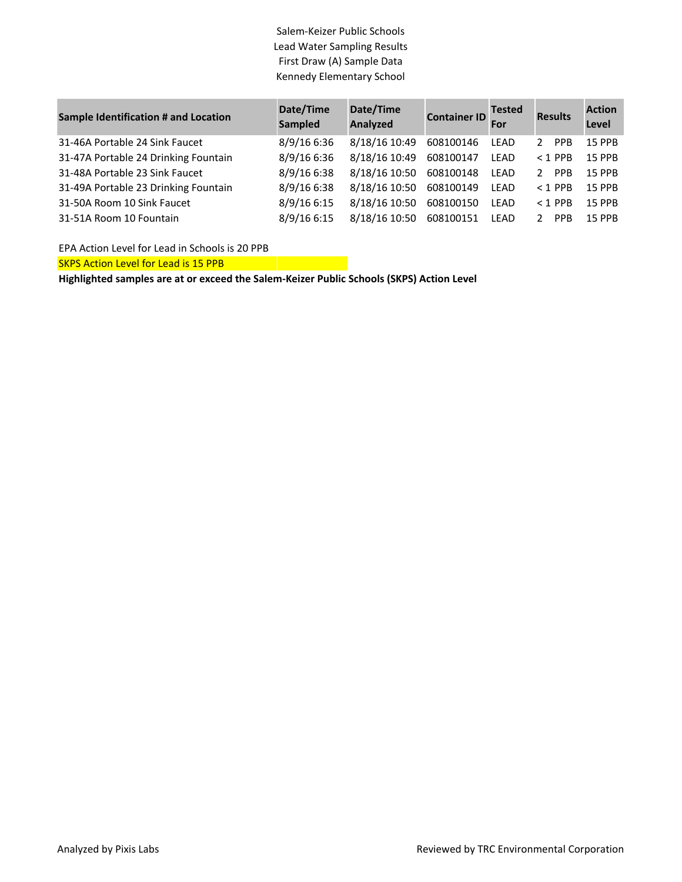Salem-Keizer Public Schools
Lead Water Sampling Results
First Draw (A) Sample Data
Kennedy Elementary School

| Sample Identification # and Location | Date/Time Sampled | Date/Time Analyzed | Container ID | Tested For | Results | Action Level |
|---|---|---|---|---|---|---|
| 31-46A Portable 24 Sink Faucet | 8/9/16 6:36 | 8/18/16 10:49 | 608100146 | LEAD | 2 PPB | 15 PPB |
| 31-47A Portable 24 Drinking Fountain | 8/9/16 6:36 | 8/18/16 10:49 | 608100147 | LEAD | < 1 PPB | 15 PPB |
| 31-48A Portable 23 Sink Faucet | 8/9/16 6:38 | 8/18/16 10:50 | 608100148 | LEAD | 2 PPB | 15 PPB |
| 31-49A Portable 23 Drinking Fountain | 8/9/16 6:38 | 8/18/16 10:50 | 608100149 | LEAD | < 1 PPB | 15 PPB |
| 31-50A Room 10 Sink Faucet | 8/9/16 6:15 | 8/18/16 10:50 | 608100150 | LEAD | < 1 PPB | 15 PPB |
| 31-51A Room 10 Fountain | 8/9/16 6:15 | 8/18/16 10:50 | 608100151 | LEAD | 2 PPB | 15 PPB |

EPA Action Level for Lead in Schools is 20 PPB

SKPS Action Level for Lead is 15 PPB

**Highlighted samples are at or exceed the Salem-Keizer Public Schools (SKPS) Action Level**

Analyzed by Pixis Labs

Reviewed by TRC Environmental Corporation